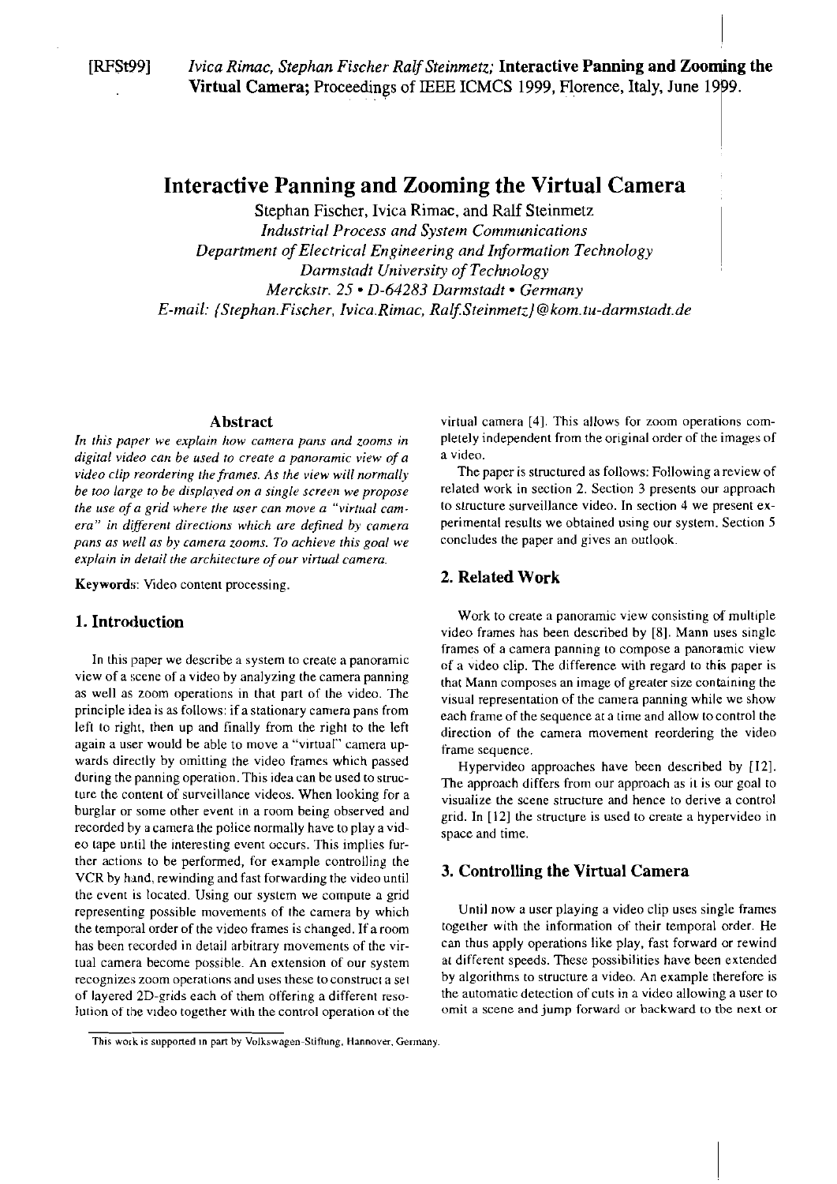[RFSt99] *Ivica Rimac, Stephan Fischer Ralf Steinmetz;* **Interactive Panning and Zooming the Virtual Camera;** Proceedings of IEEE ICMCS 1999, Florence, Italy, June 1999.

# Interactive Panning and Zooming the Virtual Camera

Stephan Fischer, Ivica Rimac, and Ralf Steinmetz
*Industrial Process and System Communications*
*Department of Electrical Engineering and Information Technology*
*Darmstadt University of Technology*
*Merckstr. 25 • D-64283 Darmstadt • Germany*
*E-mail: {Stephan.Fischer, Ivica.Rimac, Ralf.Steinmetz}@kom.tu-darmstadt.de*

### Abstract

*In this paper we explain how camera pans and zooms in digital video can be used to create a panoramic view of a video clip reordering the frames. As the view will normally be too large to be displayed on a single screen we propose the use of a grid where the user can move a "virtual camera" in different directions which are defined by camera pans as well as by camera zooms. To achieve this goal we explain in detail the architecture of our virtual camera.*

**Keywords**: Video content processing.

## 1. Introduction

In this paper we describe a system to create a panoramic view of a scene of a video by analyzing the camera panning as well as zoom operations in that part of the video. The principle idea is as follows: if a stationary camera pans from left to right, then up and finally from the right to the left again a user would be able to move a "virtual" camera upwards directly by omitting the video frames which passed during the panning operation. This idea can be used to structure the content of surveillance videos. When looking for a burglar or some other event in a room being observed and recorded by a camera the police normally have to play a video tape until the interesting event occurs. This implies further actions to be performed, for example controlling the VCR by hand, rewinding and fast forwarding the video until the event is located. Using our system we compute a grid representing possible movements of the camera by which the temporal order of the video frames is changed. If a room has been recorded in detail arbitrary movements of the virtual camera become possible. An extension of our system recognizes zoom operations and uses these to construct a set of layered 2D-grids each of them offering a different resolution of the video together with the control operation of the virtual camera [4]. This allows for zoom operations completely independent from the original order of the images of a video.

The paper is structured as follows: Following a review of related work in section 2. Section 3 presents our approach to structure surveillance video. In section 4 we present experimental results we obtained using our system. Section 5 concludes the paper and gives an outlook.

## 2. Related Work

Work to create a panoramic view consisting of multiple video frames has been described by [8]. Mann uses single frames of a camera panning to compose a panoramic view of a video clip. The difference with regard to this paper is that Mann composes an image of greater size containing the visual representation of the camera panning while we show each frame of the sequence at a time and allow to control the direction of the camera movement reordering the video frame sequence.

Hypervideo approaches have been described by [12]. The approach differs from our approach as it is our goal to visualize the scene structure and hence to derive a control grid. In [12] the structure is used to create a hypervideo in space and time.

## 3. Controlling the Virtual Camera

Until now a user playing a video clip uses single frames together with the information of their temporal order. He can thus apply operations like play, fast forward or rewind at different speeds. These possibilities have been extended by algorithms to structure a video. An example therefore is the automatic detection of cuts in a video allowing a user to omit a scene and jump forward or backward to the next or

This work is supported in part by Volkswagen-Stiftung, Hannover, Germany.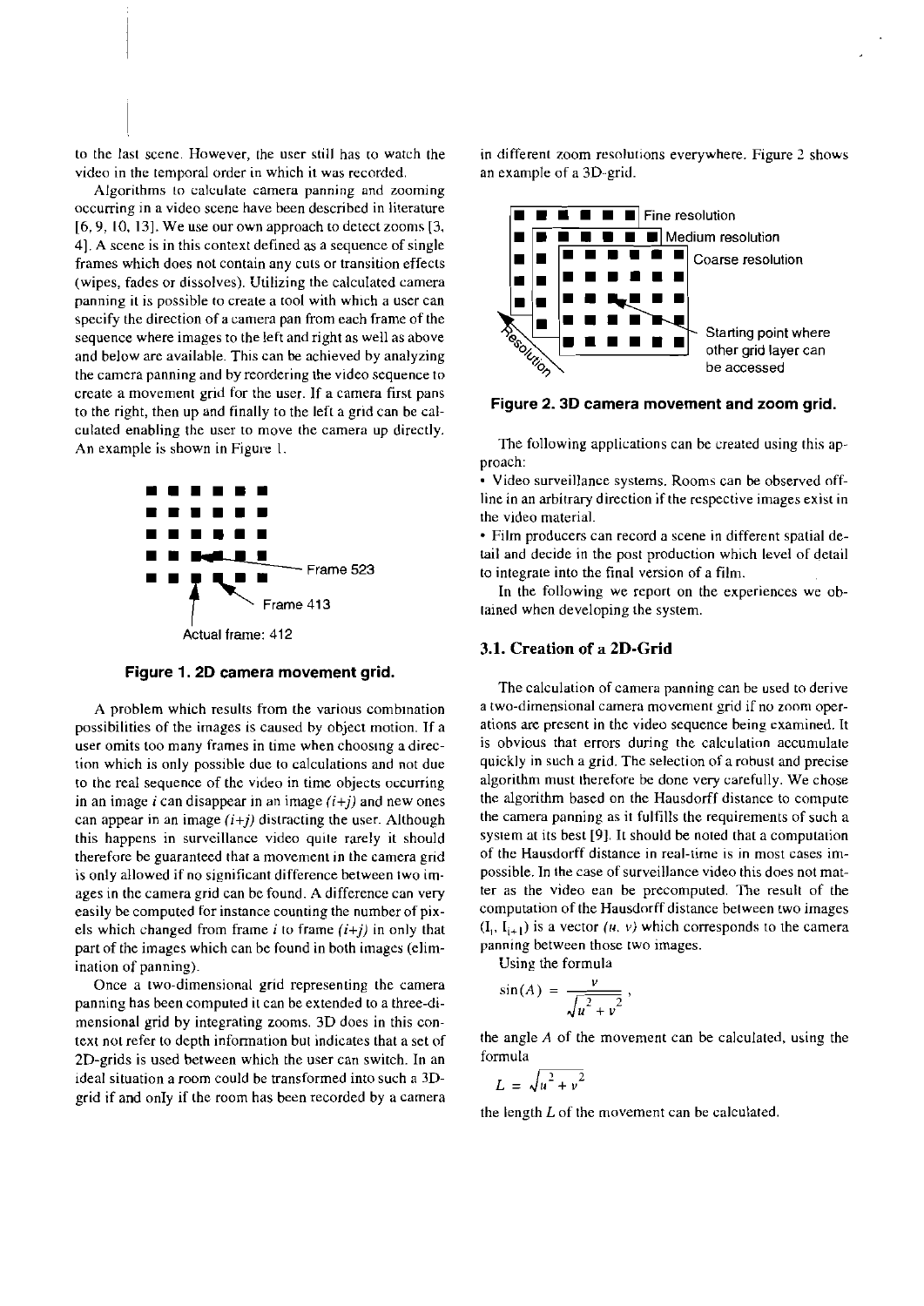to the last scene. However, the user still has to watch the video in the temporal order in which it was recorded.

Algorithms to calculate camera panning and zooming occurring in a video scene have been described in literature [6, 9, 10, 13]. We use our own approach to detect zooms [3, 4]. A scene is in this context defined as a sequence of single frames which does not contain any cuts or transition effects (wipes, fades or dissolves). Utilizing the calculated camera panning it is possible to create a tool with which a user can specify the direction of a camera pan from each frame of the sequence where images to the left and right as well as above and below are available. This can be achieved by analyzing the camera panning and by reordering the video sequence to create a movement grid for the user. If a camera first pans to the right, then up and finally to the left a grid can be calculated enabling the user to move the camera up directly. An example is shown in Figure 1.

Frame 523

Frame 413

Actual frame: 412

**Figure 1. 2D camera movement grid.**

A problem which results from the various combination possibilities of the images is caused by object motion. If a user omits too many frames in time when choosing a direction which is only possible due to calculations and not due to the real sequence of the video in time objects occurring in an image $i$ can disappear in an image $(i+j)$ and new ones can appear in an image $(i+j)$ distracting the user. Although this happens in surveillance video quite rarely it should therefore be guaranteed that a movement in the camera grid is only allowed if no significant difference between two images in the camera grid can be found. A difference can very easily be computed for instance counting the number of pixels which changed from frame $i$ to frame $(i+j)$ in only that part of the images which can be found in both images (elimination of panning).

Once a two-dimensional grid representing the camera panning has been computed it can be extended to a three-dimensional grid by integrating zooms. 3D does in this context not refer to depth information but indicates that a set of 2D-grids is used between which the user can switch. In an ideal situation a room could be transformed into such a 3D-grid if and only if the room has been recorded by a camera in different zoom resolutions everywhere. Figure 2 shows an example of a 3D-grid.

Fine resolution

Medium resolution

Coarse resolution

Resolution

Starting point where other grid layer can be accessed

**Figure 2. 3D camera movement and zoom grid.**

The following applications can be created using this approach:

- Video surveillance systems. Rooms can be observed offline in an arbitrary direction if the respective images exist in the video material.
- Film producers can record a scene in different spatial detail and decide in the post production which level of detail to integrate into the final version of a film.

In the following we report on the experiences we obtained when developing the system.

### 3.1. Creation of a 2D-Grid

The calculation of camera panning can be used to derive a two-dimensional camera movement grid if no zoom operations are present in the video sequence being examined. It is obvious that errors during the calculation accumulate quickly in such a grid. The selection of a robust and precise algorithm must therefore be done very carefully. We chose the algorithm based on the Hausdorff distance to compute the camera panning as it fulfills the requirements of such a system at its best [9]. It should be noted that a computation of the Hausdorff distance in real-time is in most cases impossible. In the case of surveillance video this does not matter as the video can be precomputed. The result of the computation of the Hausdorff distance between two images $(I_i, I_{i+1})$ is a vector $(u, v)$ which corresponds to the camera panning between those two images.

Using the formula

$$\sin(A) = \frac{v}{\sqrt{u^2 + v^2}},$$

the angle $A$ of the movement can be calculated, using the formula

$$L = \sqrt{u^2 + v^2}$$

the length $L$ of the movement can be calculated.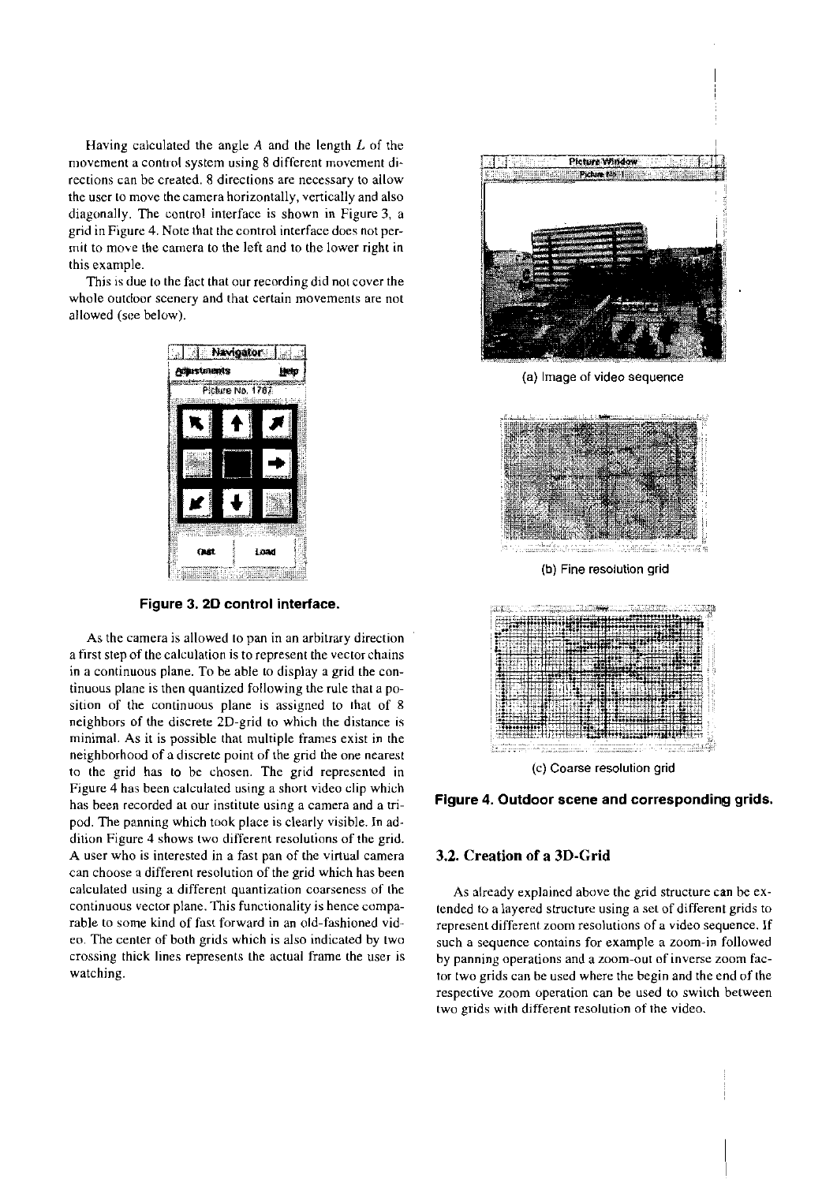Having calculated the angle $A$ and the length $L$ of the movement a control system using 8 different movement directions can be created. 8 directions are necessary to allow the user to move the camera horizontally, vertically and also diagonally. The control interface is shown in Figure 3, a grid in Figure 4. Note that the control interface does not permit to move the camera to the left and to the lower right in this example.

This is due to the fact that our recording did not cover the whole outdoor scenery and that certain movements are not allowed (see below).

**Figure 3. 2D control interface.**

As the camera is allowed to pan in an arbitrary direction a first step of the calculation is to represent the vector chains in a continuous plane. To be able to display a grid the continuous plane is then quantized following the rule that a position of the continuous plane is assigned to that of 8 neighbors of the discrete 2D-grid to which the distance is minimal. As it is possible that multiple frames exist in the neighborhood of a discrete point of the grid the one nearest to the grid has to be chosen. The grid represented in Figure 4 has been calculated using a short video clip which has been recorded at our institute using a camera and a tripod. The panning which took place is clearly visible. In addition Figure 4 shows two different resolutions of the grid. A user who is interested in a fast pan of the virtual camera can choose a different resolution of the grid which has been calculated using a different quantization coarseness of the continuous vector plane. This functionality is hence comparable to some kind of fast forward in an old-fashioned video. The center of both grids which is also indicated by two crossing thick lines represents the actual frame the user is watching.

(a) Image of video sequence

(b) Fine resolution grid

(c) Coarse resolution grid

**Figure 4. Outdoor scene and corresponding grids.**

### 3.2. Creation of a 3D-Grid

As already explained above the grid structure can be extended to a layered structure using a set of different grids to represent different zoom resolutions of a video sequence. If such a sequence contains for example a zoom-in followed by panning operations and a zoom-out of inverse zoom factor two grids can be used where the begin and the end of the respective zoom operation can be used to switch between two grids with different resolution of the video.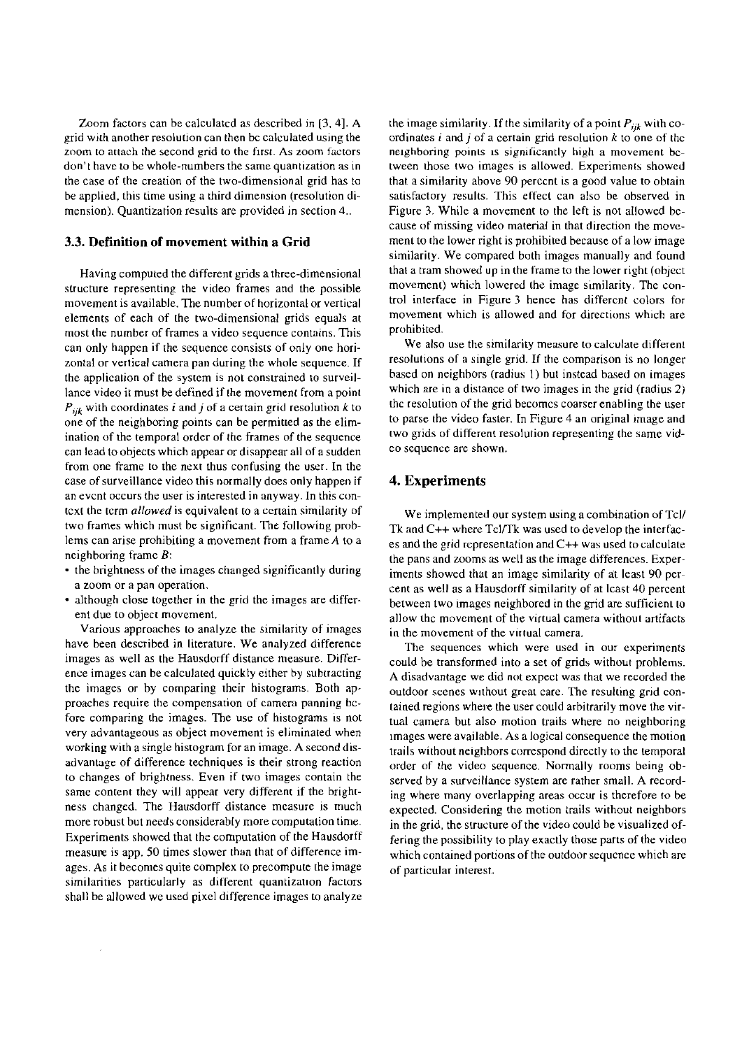Zoom factors can be calculated as described in [3, 4]. A grid with another resolution can then be calculated using the zoom to attach the second grid to the first. As zoom factors don't have to be whole-numbers the same quantization as in the case of the creation of the two-dimensional grid has to be applied, this time using a third dimension (resolution dimension). Quantization results are provided in section 4..

### 3.3. Definition of movement within a Grid

Having computed the different grids a three-dimensional structure representing the video frames and the possible movement is available. The number of horizontal or vertical elements of each of the two-dimensional grids equals at most the number of frames a video sequence contains. This can only happen if the sequence consists of only one horizontal or vertical camera pan during the whole sequence. If the application of the system is not constrained to surveillance video it must be defined if the movement from a point $P_{ijk}$ with coordinates $i$ and $j$ of a certain grid resolution $k$ to one of the neighboring points can be permitted as the elimination of the temporal order of the frames of the sequence can lead to objects which appear or disappear all of a sudden from one frame to the next thus confusing the user. In the case of surveillance video this normally does only happen if an event occurs the user is interested in anyway. In this context the term *allowed* is equivalent to a certain similarity of two frames which must be significant. The following problems can arise prohibiting a movement from a frame $A$ to a neighboring frame $B$:

- the brightness of the images changed significantly during a zoom or a pan operation.
- although close together in the grid the images are different due to object movement.

Various approaches to analyze the similarity of images have been described in literature. We analyzed difference images as well as the Hausdorff distance measure. Difference images can be calculated quickly either by subtracting the images or by comparing their histograms. Both approaches require the compensation of camera panning before comparing the images. The use of histograms is not very advantageous as object movement is eliminated when working with a single histogram for an image. A second disadvantage of difference techniques is their strong reaction to changes of brightness. Even if two images contain the same content they will appear very different if the brightness changed. The Hausdorff distance measure is much more robust but needs considerably more computation time. Experiments showed that the computation of the Hausdorff measure is app. 50 times slower than that of difference images. As it becomes quite complex to precompute the image similarities particularly as different quantization factors shall be allowed we used pixel difference images to analyze the image similarity. If the similarity of a point $P_{ijk}$ with coordinates $i$ and $j$ of a certain grid resolution $k$ to one of the neighboring points is significantly high a movement between those two images is allowed. Experiments showed that a similarity above 90 percent is a good value to obtain satisfactory results. This effect can also be observed in Figure 3. While a movement to the left is not allowed because of missing video material in that direction the movement to the lower right is prohibited because of a low image similarity. We compared both images manually and found that a tram showed up in the frame to the lower right (object movement) which lowered the image similarity. The control interface in Figure 3 hence has different colors for movement which is allowed and for directions which are prohibited.

We also use the similarity measure to calculate different resolutions of a single grid. If the comparison is no longer based on neighbors (radius 1) but instead based on images which are in a distance of two images in the grid (radius 2) the resolution of the grid becomes coarser enabling the user to parse the video faster. In Figure 4 an original image and two grids of different resolution representing the same video sequence are shown.

## 4. Experiments

We implemented our system using a combination of Tcl/Tk and C++ where Tcl/Tk was used to develop the interfaces and the grid representation and C++ was used to calculate the pans and zooms as well as the image differences. Experiments showed that an image similarity of at least 90 percent as well as a Hausdorff similarity of at least 40 percent between two images neighbored in the grid are sufficient to allow the movement of the virtual camera without artifacts in the movement of the virtual camera.

The sequences which were used in our experiments could be transformed into a set of grids without problems. A disadvantage we did not expect was that we recorded the outdoor scenes without great care. The resulting grid contained regions where the user could arbitrarily move the virtual camera but also motion trails where no neighboring images were available. As a logical consequence the motion trails without neighbors correspond directly to the temporal order of the video sequence. Normally rooms being observed by a surveillance system are rather small. A recording where many overlapping areas occur is therefore to be expected. Considering the motion trails without neighbors in the grid, the structure of the video could be visualized offering the possibility to play exactly those parts of the video which contained portions of the outdoor sequence which are of particular interest.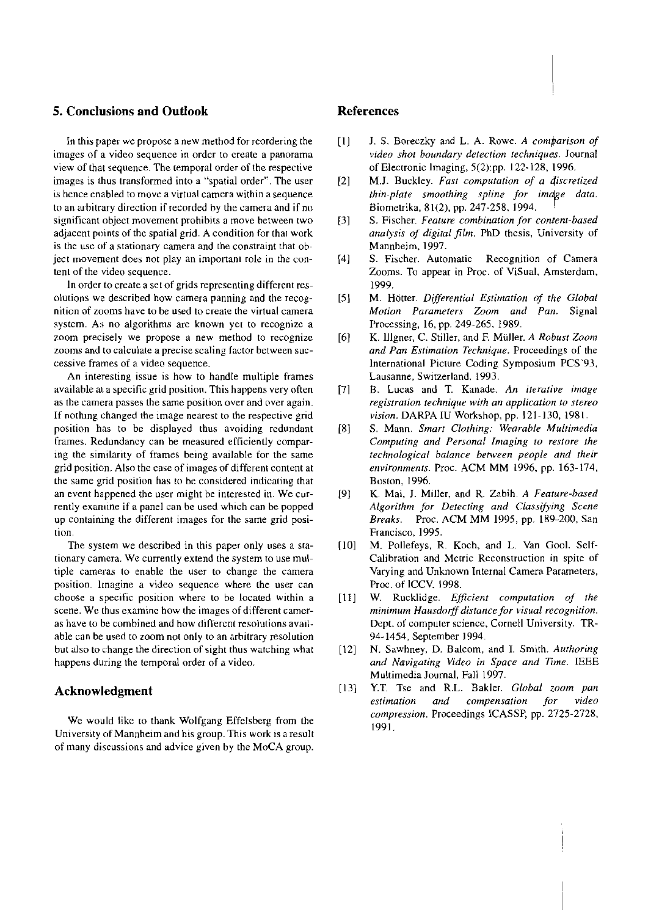## 5. Conclusions and Outlook

In this paper we propose a new method for reordering the images of a video sequence in order to create a panorama view of that sequence. The temporal order of the respective images is thus transformed into a "spatial order". The user is hence enabled to move a virtual camera within a sequence to an arbitrary direction if recorded by the camera and if no significant object movement prohibits a move between two adjacent points of the spatial grid. A condition for that work is the use of a stationary camera and the constraint that object movement does not play an important role in the content of the video sequence.

In order to create a set of grids representing different resolutions we described how camera panning and the recognition of zooms have to be used to create the virtual camera system. As no algorithms are known yet to recognize a zoom precisely we propose a new method to recognize zooms and to calculate a precise scaling factor between successive frames of a video sequence.

An interesting issue is how to handle multiple frames available at a specific grid position. This happens very often as the camera passes the same position over and over again. If nothing changed the image nearest to the respective grid position has to be displayed thus avoiding redundant frames. Redundancy can be measured efficiently comparing the similarity of frames being available for the same grid position. Also the case of images of different content at the same grid position has to be considered indicating that an event happened the user might be interested in. We currently examine if a panel can be used which can be popped up containing the different images for the same grid position.

The system we described in this paper only uses a stationary camera. We currently extend the system to use multiple cameras to enable the user to change the camera position. Imagine a video sequence where the user can choose a specific position where to be located within a scene. We thus examine how the images of different cameras have to be combined and how different resolutions available can be used to zoom not only to an arbitrary resolution but also to change the direction of sight thus watching what happens during the temporal order of a video.

## Acknowledgment

We would like to thank Wolfgang Effelsberg from the University of Mannheim and his group. This work is a result of many discussions and advice given by the MoCA group.

## References

[1] J. S. Boreczky and L. A. Rowe. *A comparison of video shot boundary detection techniques.* Journal of Electronic Imaging, 5(2):pp. 122-128, 1996.

[2] M.J. Buckley. *Fast computation of a discretized thin-plate smoothing spline for image data.* Biometrika, 81(2), pp. 247-258, 1994.

[3] S. Fischer. *Feature combination for content-based analysis of digital film.* PhD thesis, University of Mannheim, 1997.

[4] S. Fischer. Automatic Recognition of Camera Zooms. To appear in Proc. of ViSual, Amsterdam, 1999.

[5] M. Hötter. *Differential Estimation of the Global Motion Parameters Zoom and Pan.* Signal Processing, 16, pp. 249-265, 1989.

[6] K. Illgner, C. Stiller, and F. Müller. *A Robust Zoom and Pan Estimation Technique.* Proceedings of the International Picture Coding Symposium PCS'93, Lausanne, Switzerland, 1993.

[7] B. Lucas and T. Kanade. *An iterative image registration technique with an application to stereo vision.* DARPA IU Workshop, pp. 121-130, 1981.

[8] S. Mann. *Smart Clothing: Wearable Multimedia Computing and Personal Imaging to restore the technological balance between people and their environments.* Proc. ACM MM 1996, pp. 163-174, Boston, 1996.

[9] K. Mai, J. Miller, and R. Zabih. *A Feature-based Algorithm for Detecting and Classifying Scene Breaks.* Proc. ACM MM 1995, pp. 189-200, San Francisco, 1995.

[10] M. Pollefeys, R. Koch, and L. Van Gool. Self-Calibration and Metric Reconstruction in spite of Varying and Unknown Internal Camera Parameters, Proc. of ICCV, 1998.

[11] W. Rucklidge. *Efficient computation of the minimum Hausdorff distance for visual recognition.* Dept. of computer science, Cornell University. TR-94-1454, September 1994.

[12] N. Sawhney, D. Balcom, and I. Smith. *Authoring and Navigating Video in Space and Time.* IEEE Multimedia Journal, Fall 1997.

[13] Y.T. Tse and R.L. Bakler. *Global zoom pan estimation and compensation for video compression.* Proceedings ICASSP, pp. 2725-2728, 1991.